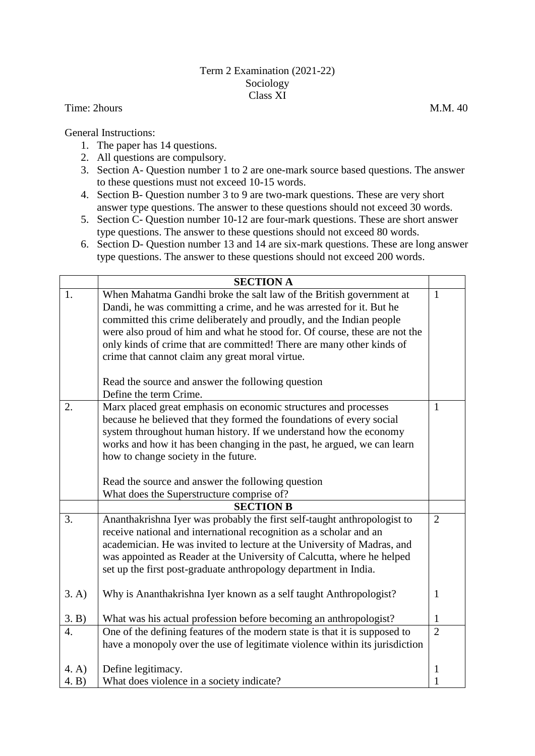Term 2 Examination (2021-22)
Sociology
Class XI

Time: 2hours M.M. 40

General Instructions:

1. The paper has 14 questions.
2. All questions are compulsory.
3. Section A- Question number 1 to 2 are one-mark source based questions. The answer to these questions must not exceed 10-15 words.
4. Section B- Question number 3 to 9 are two-mark questions. These are very short answer type questions. The answer to these questions should not exceed 30 words.
5. Section C- Question number 10-12 are four-mark questions. These are short answer type questions. The answer to these questions should not exceed 80 words.
6. Section D- Question number 13 and 14 are six-mark questions. These are long answer type questions. The answer to these questions should not exceed 200 words.

| | **SECTION A** | |
|---|---|---|
| 1. | When Mahatma Gandhi broke the salt law of the British government at Dandi, he was committing a crime, and he was arrested for it. But he committed this crime deliberately and proudly, and the Indian people were also proud of him and what he stood for. Of course, these are not the only kinds of crime that are committed! There are many other kinds of crime that cannot claim any great moral virtue.<br><br>Read the source and answer the following question<br>Define the term Crime. | 1 |
| 2. | Marx placed great emphasis on economic structures and processes because he believed that they formed the foundations of every social system throughout human history. If we understand how the economy works and how it has been changing in the past, he argued, we can learn how to change society in the future.<br><br>Read the source and answer the following question<br>What does the Superstructure comprise of? | 1 |
| | **SECTION B** | |
| 3. | Ananthakrishna Iyer was probably the first self-taught anthropologist to receive national and international recognition as a scholar and an academician. He was invited to lecture at the University of Madras, and was appointed as Reader at the University of Calcutta, where he helped set up the first post-graduate anthropology department in India. | 2 |
| 3. A) | Why is Ananthakrishna Iyer known as a self taught Anthropologist? | 1 |
| 3. B) | What was his actual profession before becoming an anthropologist? | 1 |
| 4. | One of the defining features of the modern state is that it is supposed to have a monopoly over the use of legitimate violence within its jurisdiction | 2 |
| 4. A) | Define legitimacy. | 1 |
| 4. B) | What does violence in a society indicate? | 1 |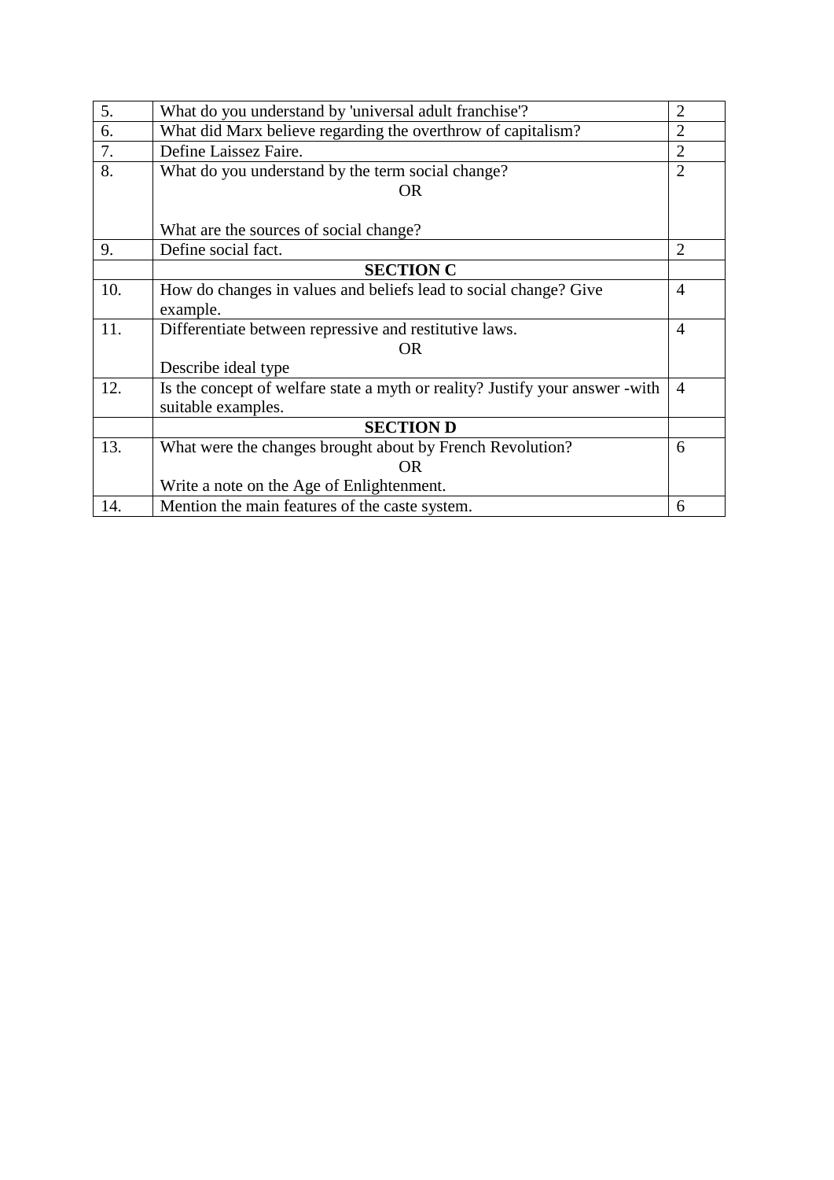| | | |
|---|---|---|
| 5. | What do you understand by 'universal adult franchise'? | 2 |
| 6. | What did Marx believe regarding the overthrow of capitalism? | 2 |
| 7. | Define Laissez Faire. | 2 |
| 8. | What do you understand by the term social change?<br>OR<br><br>What are the sources of social change? | 2 |
| 9. | Define social fact. | 2 |
| | **SECTION C** | |
| 10. | How do changes in values and beliefs lead to social change? Give example. | 4 |
| 11. | Differentiate between repressive and restitutive laws.<br>OR<br>Describe ideal type | 4 |
| 12. | Is the concept of welfare state a myth or reality? Justify your answer -with suitable examples. | 4 |
| | **SECTION D** | |
| 13. | What were the changes brought about by French Revolution?<br>OR<br>Write a note on the Age of Enlightenment. | 6 |
| 14. | Mention the main features of the caste system. | 6 |